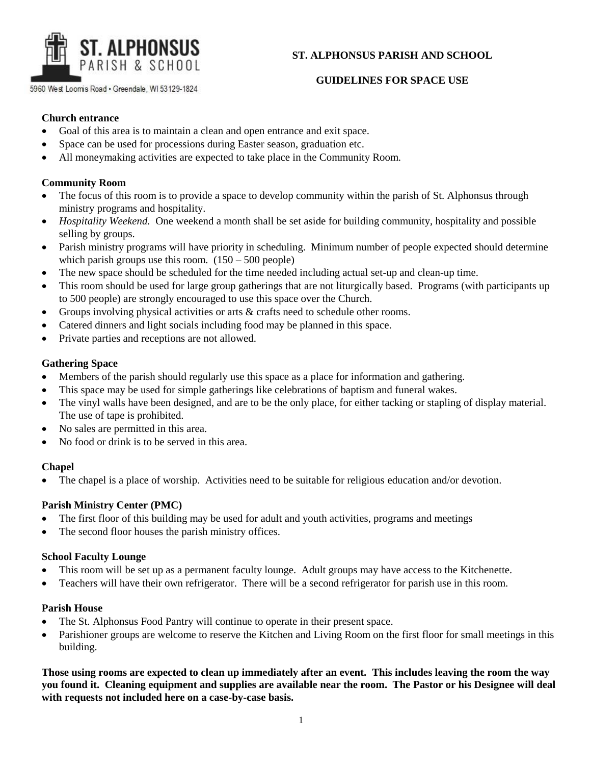ST. ALPHONSUS PARISH & SCHOOL

5960 West Loomis Road • Greendale, WI 53129-1824

# ST. ALPHONSUS PARISH AND SCHOOL

## GUIDELINES FOR SPACE USE

**Church entrance**

- Goal of this area is to maintain a clean and open entrance and exit space.
- Space can be used for processions during Easter season, graduation etc.
- All moneymaking activities are expected to take place in the Community Room.

**Community Room**

- The focus of this room is to provide a space to develop community within the parish of St. Alphonsus through ministry programs and hospitality.
- *Hospitality Weekend.* One weekend a month shall be set aside for building community, hospitality and possible selling by groups.
- Parish ministry programs will have priority in scheduling. Minimum number of people expected should determine which parish groups use this room. (150 – 500 people)
- The new space should be scheduled for the time needed including actual set-up and clean-up time.
- This room should be used for large group gatherings that are not liturgically based. Programs (with participants up to 500 people) are strongly encouraged to use this space over the Church.
- Groups involving physical activities or arts & crafts need to schedule other rooms.
- Catered dinners and light socials including food may be planned in this space.
- Private parties and receptions are not allowed.

**Gathering Space**

- Members of the parish should regularly use this space as a place for information and gathering.
- This space may be used for simple gatherings like celebrations of baptism and funeral wakes.
- The vinyl walls have been designed, and are to be the only place, for either tacking or stapling of display material. The use of tape is prohibited.
- No sales are permitted in this area.
- No food or drink is to be served in this area.

**Chapel**

- The chapel is a place of worship. Activities need to be suitable for religious education and/or devotion.

**Parish Ministry Center (PMC)**

- The first floor of this building may be used for adult and youth activities, programs and meetings
- The second floor houses the parish ministry offices.

**School Faculty Lounge**

- This room will be set up as a permanent faculty lounge. Adult groups may have access to the Kitchenette.
- Teachers will have their own refrigerator. There will be a second refrigerator for parish use in this room.

**Parish House**

- The St. Alphonsus Food Pantry will continue to operate in their present space.
- Parishioner groups are welcome to reserve the Kitchen and Living Room on the first floor for small meetings in this building.

**Those using rooms are expected to clean up immediately after an event. This includes leaving the room the way you found it. Cleaning equipment and supplies are available near the room. The Pastor or his Designee will deal with requests not included here on a case-by-case basis.**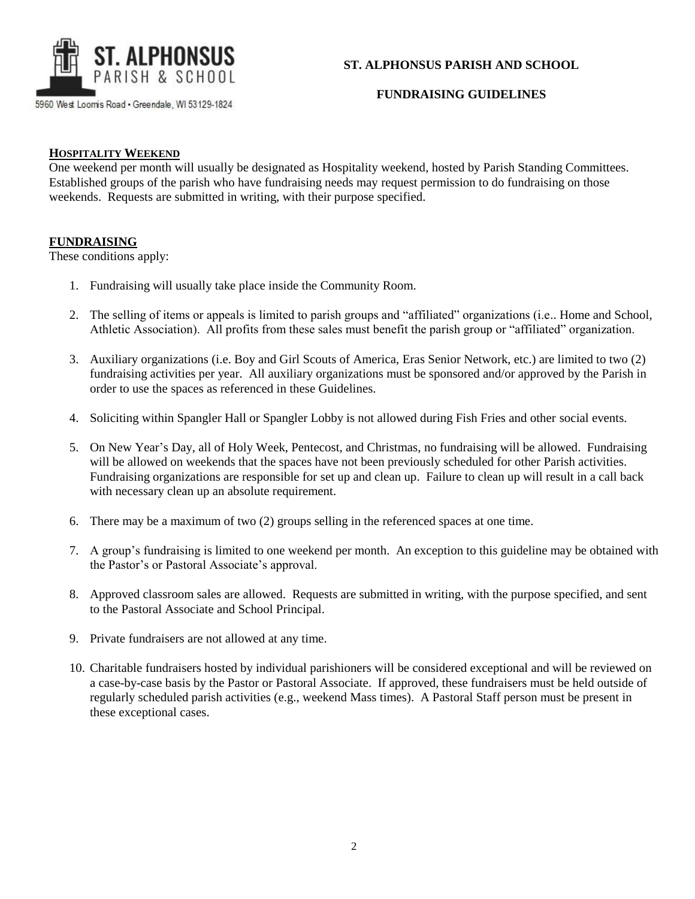ST. ALPHONSUS PARISH & SCHOOL

5960 West Loomis Road • Greendale, WI 53129-1824

**ST. ALPHONSUS PARISH AND SCHOOL**

**FUNDRAISING GUIDELINES**

## HOSPITALITY WEEKEND

One weekend per month will usually be designated as Hospitality weekend, hosted by Parish Standing Committees. Established groups of the parish who have fundraising needs may request permission to do fundraising on those weekends. Requests are submitted in writing, with their purpose specified.

## FUNDRAISING

These conditions apply:

1. Fundraising will usually take place inside the Community Room.
2. The selling of items or appeals is limited to parish groups and "affiliated" organizations (i.e.. Home and School, Athletic Association). All profits from these sales must benefit the parish group or "affiliated" organization.
3. Auxiliary organizations (i.e. Boy and Girl Scouts of America, Eras Senior Network, etc.) are limited to two (2) fundraising activities per year. All auxiliary organizations must be sponsored and/or approved by the Parish in order to use the spaces as referenced in these Guidelines.
4. Soliciting within Spangler Hall or Spangler Lobby is not allowed during Fish Fries and other social events.
5. On New Year's Day, all of Holy Week, Pentecost, and Christmas, no fundraising will be allowed. Fundraising will be allowed on weekends that the spaces have not been previously scheduled for other Parish activities. Fundraising organizations are responsible for set up and clean up. Failure to clean up will result in a call back with necessary clean up an absolute requirement.
6. There may be a maximum of two (2) groups selling in the referenced spaces at one time.
7. A group's fundraising is limited to one weekend per month. An exception to this guideline may be obtained with the Pastor's or Pastoral Associate's approval.
8. Approved classroom sales are allowed. Requests are submitted in writing, with the purpose specified, and sent to the Pastoral Associate and School Principal.
9. Private fundraisers are not allowed at any time.
10. Charitable fundraisers hosted by individual parishioners will be considered exceptional and will be reviewed on a case-by-case basis by the Pastor or Pastoral Associate. If approved, these fundraisers must be held outside of regularly scheduled parish activities (e.g., weekend Mass times). A Pastoral Staff person must be present in these exceptional cases.